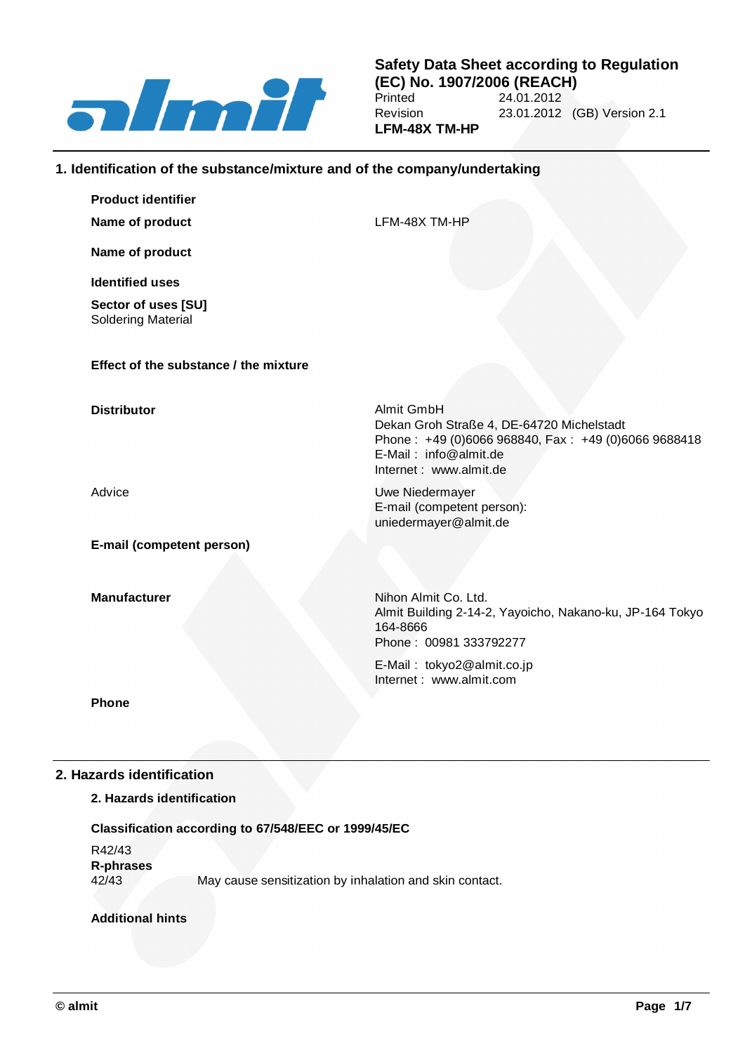**Safety Data Sheet according to Regulation (EC) No. 1907/2006 (REACH)**

| | |
|---|---|
| Printed | 24.01.2012 |
| Revision | 23.01.2012 (GB) Version 2.1 |

**LFM-48X TM-HP**

## 1. Identification of the substance/mixture and of the company/undertaking

**Product identifier**

| | |
|---|---|
| **Name of product** | LFM-48X TM-HP |

**Name of product**

**Identified uses**

**Sector of uses [SU]**
Soldering Material

**Effect of the substance / the mixture**

| | |
|---|---|
| **Distributor** | Almit GmbH<br>Dekan Groh Straße 4, DE-64720 Michelstadt<br>Phone : +49 (0)6066 968840, Fax : +49 (0)6066 9688418<br>E-Mail : info@almit.de<br>Internet : www.almit.de |
| Advice | Uwe Niedermayer<br>E-mail (competent person):<br>uniedermayer@almit.de |

**E-mail (competent person)**

| | |
|---|---|
| **Manufacturer** | Nihon Almit Co. Ltd.<br>Almit Building 2-14-2, Yayoicho, Nakano-ku, JP-164 Tokyo 164-8666<br>Phone : 00981 333792277<br>E-Mail : tokyo2@almit.co.jp<br>Internet : www.almit.com |

**Phone**

## 2. Hazards identification

**2. Hazards identification**

**Classification according to 67/548/EEC or 1999/45/EC**

R42/43

**R-phrases**

| | |
|---|---|
| 42/43 | May cause sensitization by inhalation and skin contact. |

**Additional hints**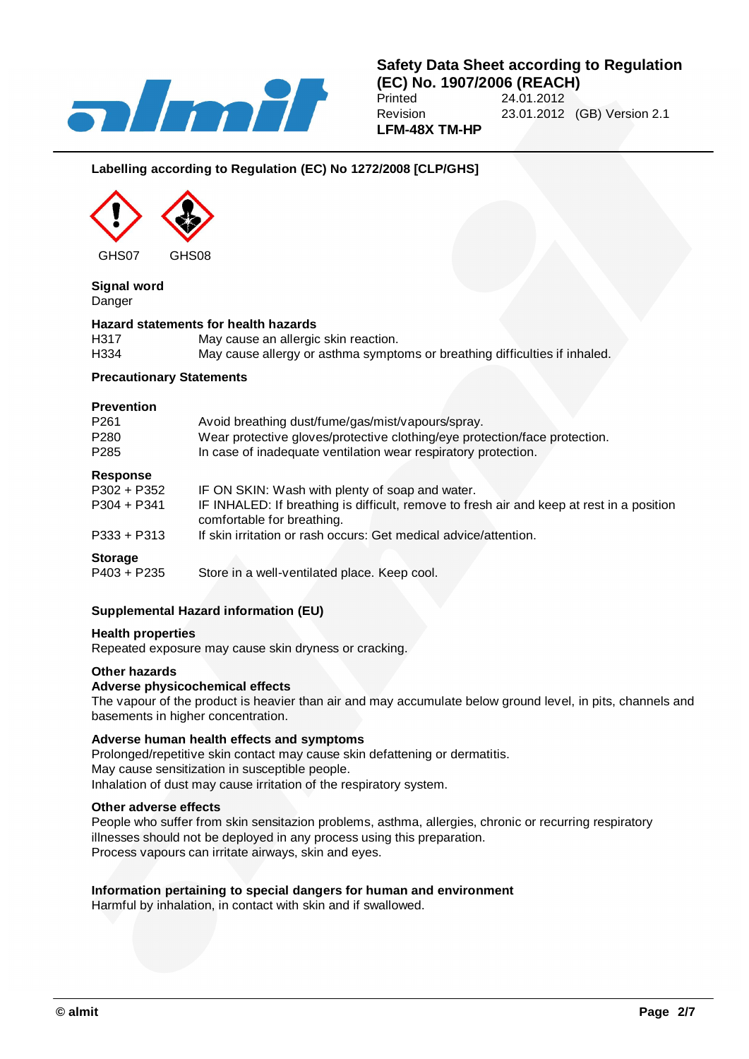## Labelling according to Regulation (EC) No 1272/2008 [CLP/GHS]

GHS07 GHS08

**Signal word**

Danger

**Hazard statements for health hazards**

| | |
|---|---|
| H317 | May cause an allergic skin reaction. |
| H334 | May cause allergy or asthma symptoms or breathing difficulties if inhaled. |

**Precautionary Statements**

**Prevention**

| | |
|---|---|
| P261 | Avoid breathing dust/fume/gas/mist/vapours/spray. |
| P280 | Wear protective gloves/protective clothing/eye protection/face protection. |
| P285 | In case of inadequate ventilation wear respiratory protection. |

**Response**

| | |
|---|---|
| P302 + P352 | IF ON SKIN: Wash with plenty of soap and water. |
| P304 + P341 | IF INHALED: If breathing is difficult, remove to fresh air and keep at rest in a position comfortable for breathing. |
| P333 + P313 | If skin irritation or rash occurs: Get medical advice/attention. |

**Storage**

| | |
|---|---|
| P403 + P235 | Store in a well-ventilated place. Keep cool. |

**Supplemental Hazard information (EU)**

**Health properties**

Repeated exposure may cause skin dryness or cracking.

**Other hazards**

**Adverse physicochemical effects**

The vapour of the product is heavier than air and may accumulate below ground level, in pits, channels and basements in higher concentration.

**Adverse human health effects and symptoms**

Prolonged/repetitive skin contact may cause skin defattening or dermatitis.
May cause sensitization in susceptible people.
Inhalation of dust may cause irritation of the respiratory system.

**Other adverse effects**

People who suffer from skin sensitazion problems, asthma, allergies, chronic or recurring respiratory illnesses should not be deployed in any process using this preparation.
Process vapours can irritate airways, skin and eyes.

**Information pertaining to special dangers for human and environment**

Harmful by inhalation, in contact with skin and if swallowed.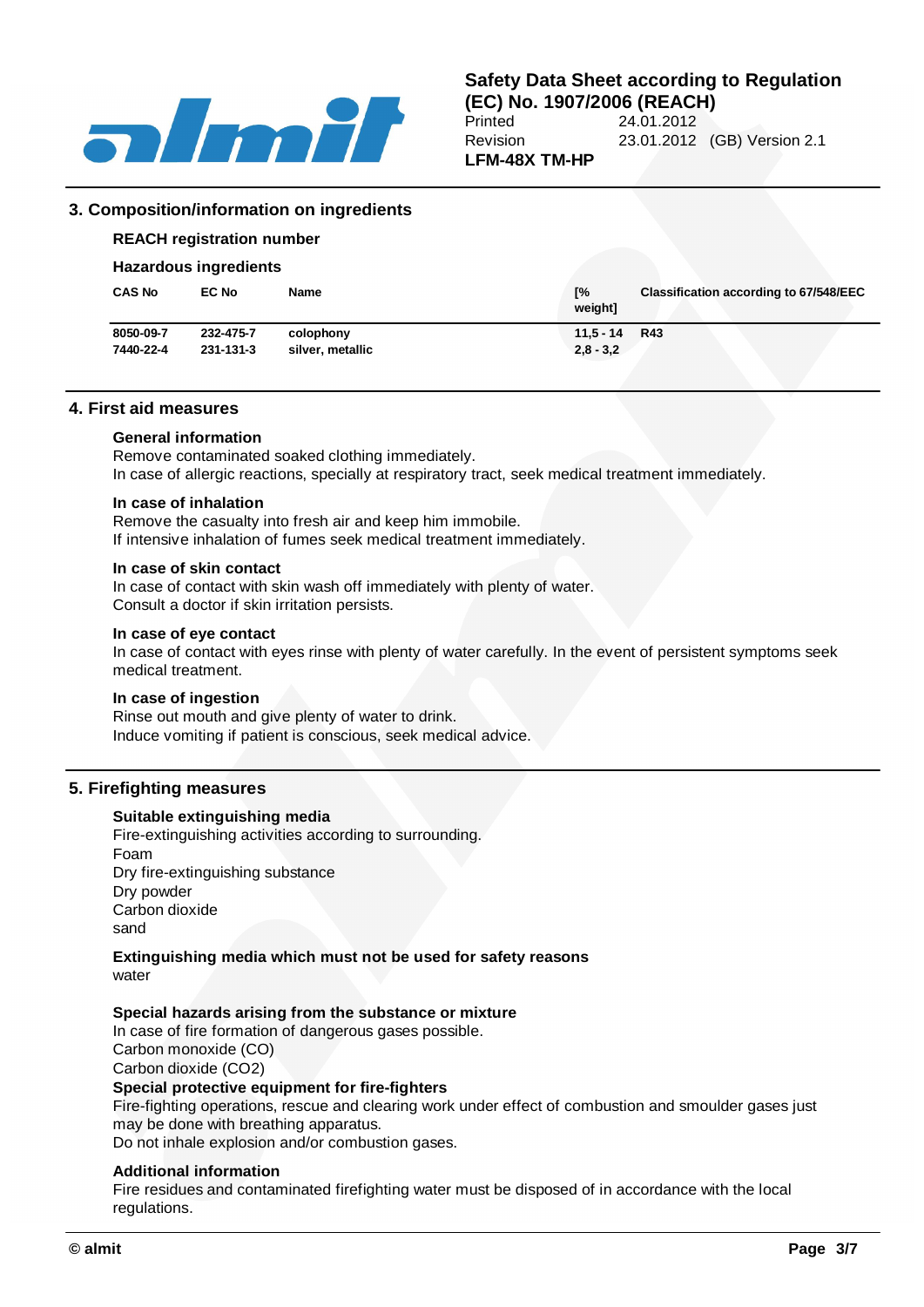## 3. Composition/information on ingredients

### REACH registration number

### Hazardous ingredients

| CAS No | EC No | Name | [% weight] | Classification according to 67/548/EEC |
|---|---|---|---|---|
| 8050-09-7 | 232-475-7 | colophony | 11,5 - 14 | R43 |
| 7440-22-4 | 231-131-3 | silver, metallic | 2,8 - 3,2 | |

## 4. First aid measures

### General information

Remove contaminated soaked clothing immediately.
In case of allergic reactions, specially at respiratory tract, seek medical treatment immediately.

### In case of inhalation

Remove the casualty into fresh air and keep him immobile.
If intensive inhalation of fumes seek medical treatment immediately.

### In case of skin contact

In case of contact with skin wash off immediately with plenty of water.
Consult a doctor if skin irritation persists.

### In case of eye contact

In case of contact with eyes rinse with plenty of water carefully. In the event of persistent symptoms seek medical treatment.

### In case of ingestion

Rinse out mouth and give plenty of water to drink.
Induce vomiting if patient is conscious, seek medical advice.

## 5. Firefighting measures

### Suitable extinguishing media

Fire-extinguishing activities according to surrounding.
Foam
Dry fire-extinguishing substance
Dry powder
Carbon dioxide
sand

### Extinguishing media which must not be used for safety reasons

water

### Special hazards arising from the substance or mixture

In case of fire formation of dangerous gases possible.
Carbon monoxide (CO)
Carbon dioxide ($CO_2$)

### Special protective equipment for fire-fighters

Fire-fighting operations, rescue and clearing work under effect of combustion and smoulder gases just may be done with breathing apparatus.
Do not inhale explosion and/or combustion gases.

### Additional information

Fire residues and contaminated firefighting water must be disposed of in accordance with the local regulations.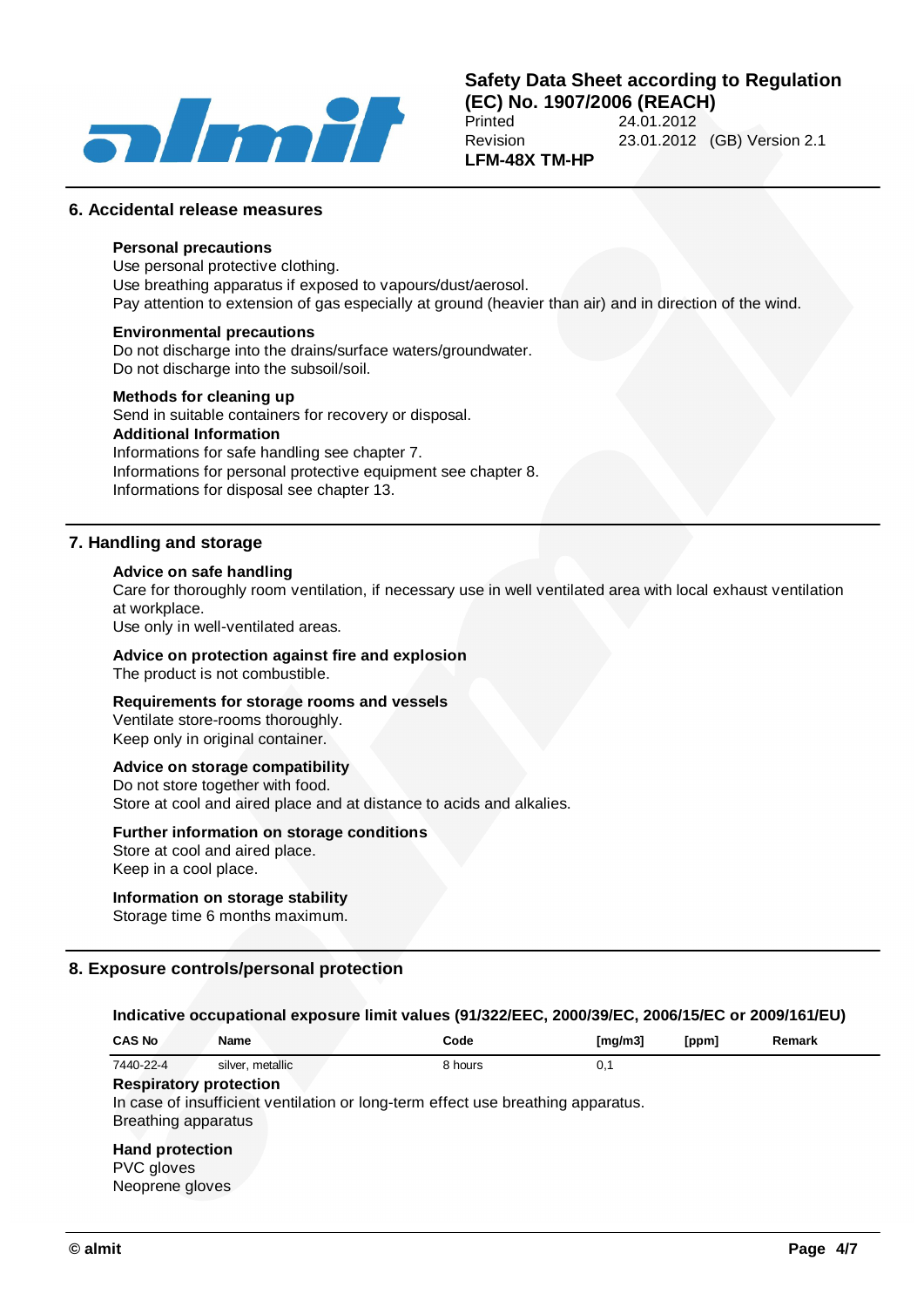## 6. Accidental release measures

### Personal precautions

Use personal protective clothing.
Use breathing apparatus if exposed to vapours/dust/aerosol.
Pay attention to extension of gas especially at ground (heavier than air) and in direction of the wind.

### Environmental precautions

Do not discharge into the drains/surface waters/groundwater.
Do not discharge into the subsoil/soil.

### Methods for cleaning up

Send in suitable containers for recovery or disposal.

### Additional Information

Informations for safe handling see chapter 7.
Informations for personal protective equipment see chapter 8.
Informations for disposal see chapter 13.

## 7. Handling and storage

### Advice on safe handling

Care for thoroughly room ventilation, if necessary use in well ventilated area with local exhaust ventilation at workplace.
Use only in well-ventilated areas.

### Advice on protection against fire and explosion

The product is not combustible.

### Requirements for storage rooms and vessels

Ventilate store-rooms thoroughly.
Keep only in original container.

### Advice on storage compatibility

Do not store together with food.
Store at cool and aired place and at distance to acids and alkalies.

### Further information on storage conditions

Store at cool and aired place.
Keep in a cool place.

### Information on storage stability

Storage time 6 months maximum.

## 8. Exposure controls/personal protection

### Indicative occupational exposure limit values (91/322/EEC, 2000/39/EC, 2006/15/EC or 2009/161/EU)

| CAS No | Name | Code | [mg/m3] | [ppm] | Remark |
|---|---|---|---|---|---|
| 7440-22-4 | silver, metallic | 8 hours | 0,1 | | |

### Respiratory protection

In case of insufficient ventilation or long-term effect use breathing apparatus.
Breathing apparatus

### Hand protection

PVC gloves
Neoprene gloves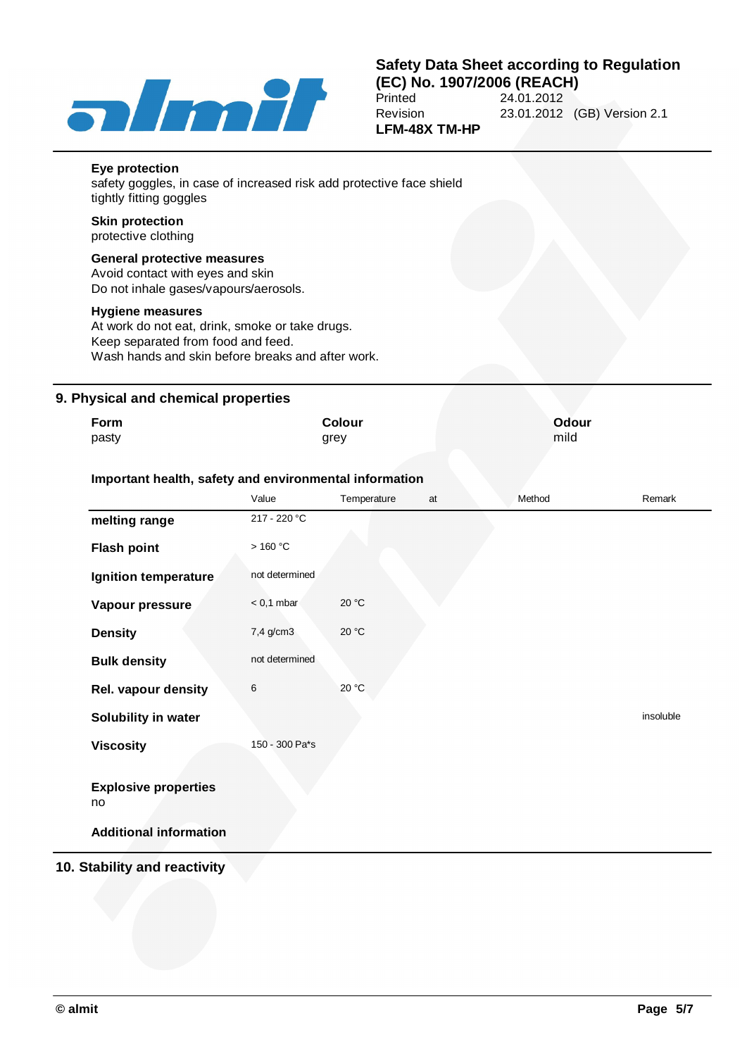#### Eye protection

safety goggles, in case of increased risk add protective face shield
tightly fitting goggles

#### Skin protection

protective clothing

#### General protective measures

Avoid contact with eyes and skin
Do not inhale gases/vapours/aerosols.

#### Hygiene measures

At work do not eat, drink, smoke or take drugs.
Keep separated from food and feed.
Wash hands and skin before breaks and after work.

## 9. Physical and chemical properties

| Form | Colour | Odour |
|---|---|---|
| pasty | grey | mild |

#### Important health, safety and environmental information

| | Value | Temperature | at | Method | Remark |
|---|---|---|---|---|---|
| **melting range** | 217 - 220 °C | | | | |
| **Flash point** | > 160 °C | | | | |
| **Ignition temperature** | not determined | | | | |
| **Vapour pressure** | < 0,1 mbar | 20 °C | | | |
| **Density** | 7,4 g/cm3 | 20 °C | | | |
| **Bulk density** | not determined | | | | |
| **Rel. vapour density** | 6 | 20 °C | | | |
| **Solubility in water** | | | | | insoluble |
| **Viscosity** | 150 - 300 Pa*s | | | | |

**Explosive properties**
no

**Additional information**

## 10. Stability and reactivity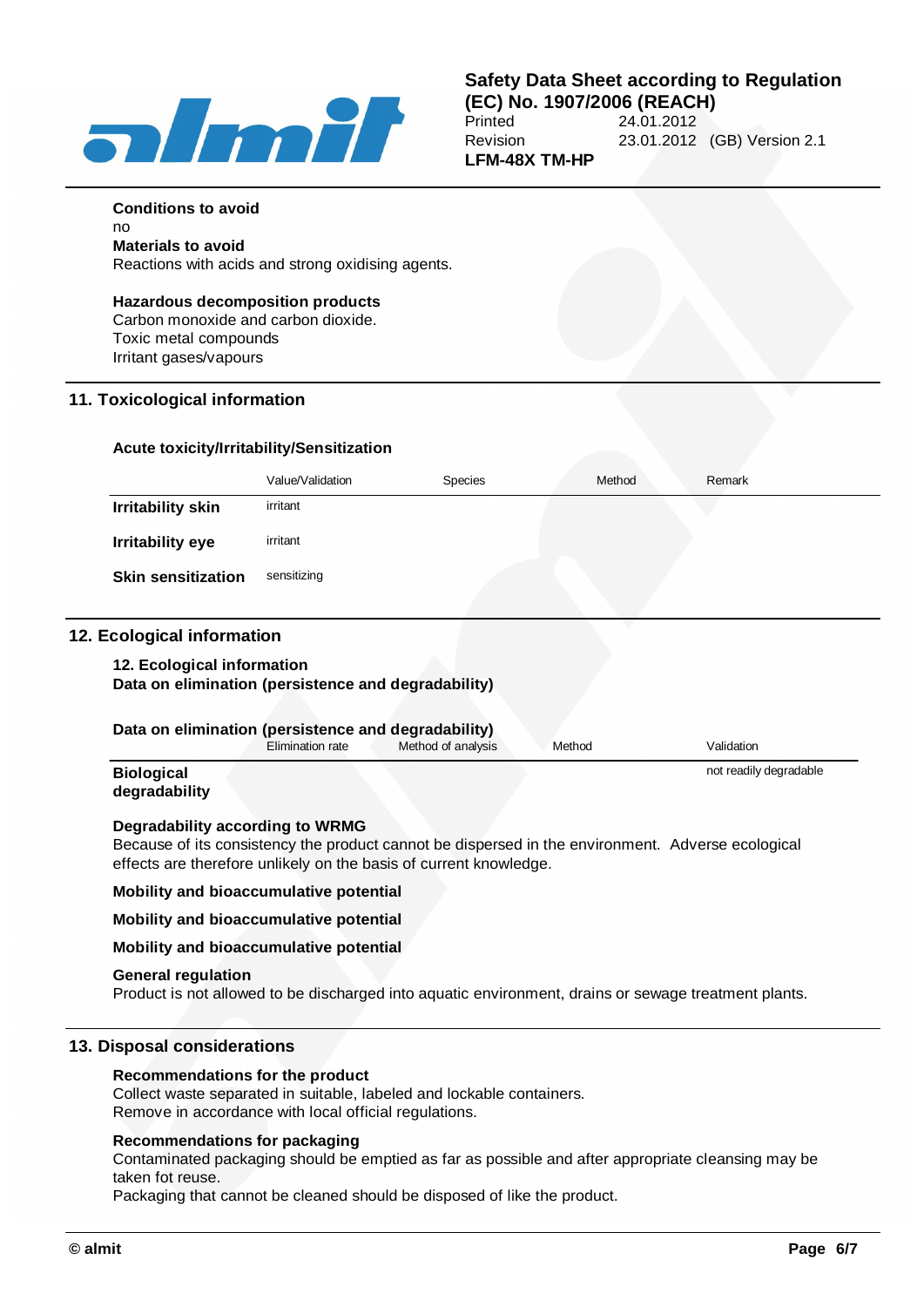**Conditions to avoid**

no

**Materials to avoid**

Reactions with acids and strong oxidising agents.

**Hazardous decomposition products**

Carbon monoxide and carbon dioxide.
Toxic metal compounds
Irritant gases/vapours

## 11. Toxicological information

### Acute toxicity/Irritability/Sensitization

| | Value/Validation | Species | Method | Remark |
|---|---|---|---|---|
| **Irritability skin** | irritant | | | |
| **Irritability eye** | irritant | | | |
| **Skin sensitization** | sensitizing | | | |

## 12. Ecological information

**12. Ecological information**
**Data on elimination (persistence and degradability)**

**Data on elimination (persistence and degradability)**

| | Elimination rate | Method of analysis | Method | Validation |
|---|---|---|---|---|
| **Biological degradability** | | | | not readily degradable |

**Degradability according to WRMG**

Because of its consistency the product cannot be dispersed in the environment. Adverse ecological effects are therefore unlikely on the basis of current knowledge.

**Mobility and bioaccumulative potential**

**Mobility and bioaccumulative potential**

**Mobility and bioaccumulative potential**

**General regulation**

Product is not allowed to be discharged into aquatic environment, drains or sewage treatment plants.

## 13. Disposal considerations

**Recommendations for the product**

Collect waste separated in suitable, labeled and lockable containers.
Remove in accordance with local official regulations.

**Recommendations for packaging**

Contaminated packaging should be emptied as far as possible and after appropriate cleansing may be taken fot reuse.
Packaging that cannot be cleaned should be disposed of like the product.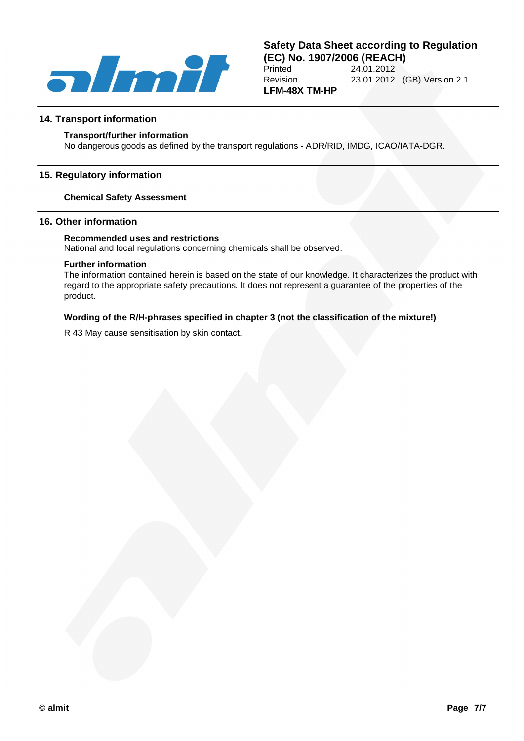## 14. Transport information

**Transport/further information**

No dangerous goods as defined by the transport regulations - ADR/RID, IMDG, ICAO/IATA-DGR.

## 15. Regulatory information

**Chemical Safety Assessment**

## 16. Other information

**Recommended uses and restrictions**

National and local regulations concerning chemicals shall be observed.

**Further information**

The information contained herein is based on the state of our knowledge. It characterizes the product with regard to the appropriate safety precautions. It does not represent a guarantee of the properties of the product.

**Wording of the R/H-phrases specified in chapter 3 (not the classification of the mixture!)**

R 43 May cause sensitisation by skin contact.